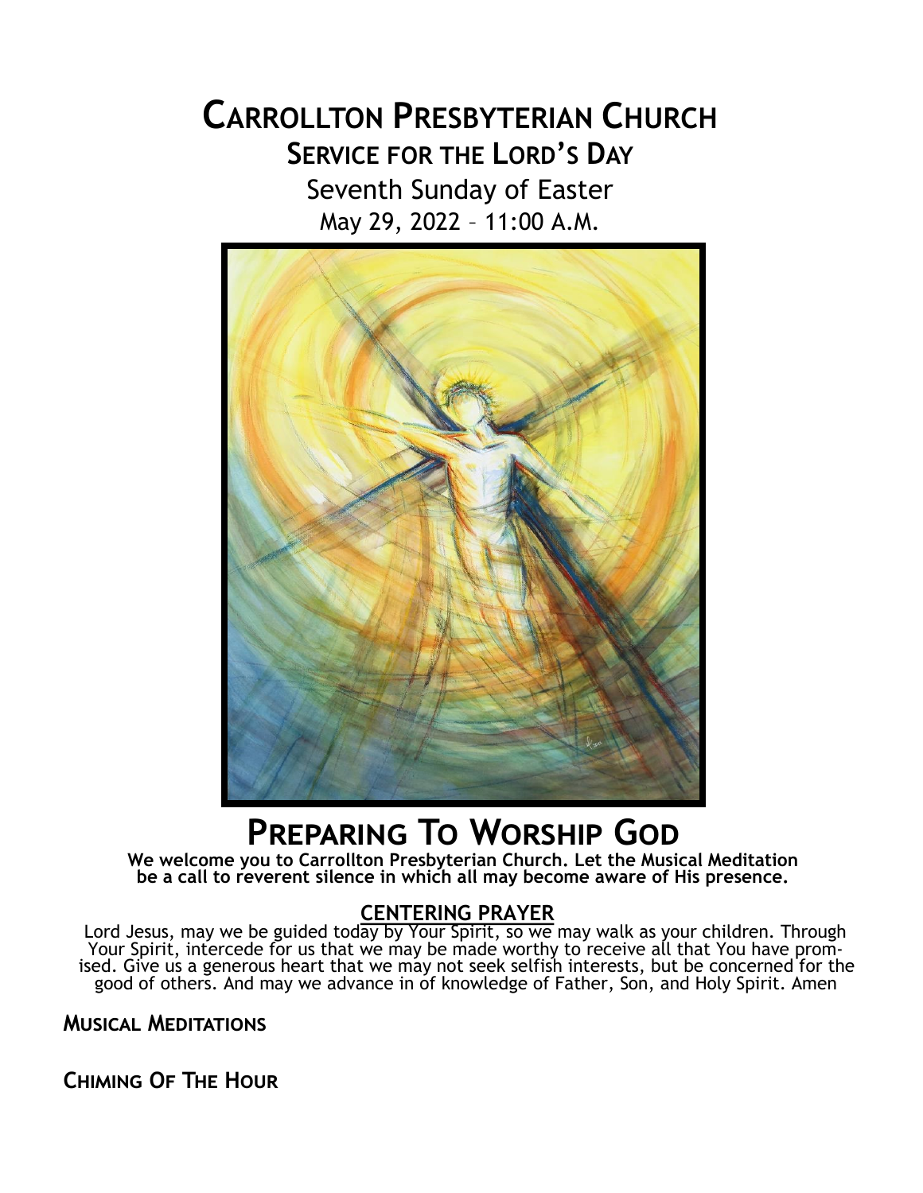# Carrollton Presbyterian Church

## Service for the Lord's Day

Seventh Sunday of Easter

May 29, 2022 – 11:00 A.M.

# Preparing To Worship God

**We welcome you to Carrollton Presbyterian Church. Let the Musical Meditation be a call to reverent silence in which all may become aware of His presence.**

### CENTERING PRAYER

Lord Jesus, may we be guided today by Your Spirit, so we may walk as your children. Through Your Spirit, intercede for us that we may be made worthy to receive all that You have promised. Give us a generous heart that we may not seek selfish interests, but be concerned for the good of others. And may we advance in of knowledge of Father, Son, and Holy Spirit. Amen

**Musical Meditations**

**Chiming Of The Hour**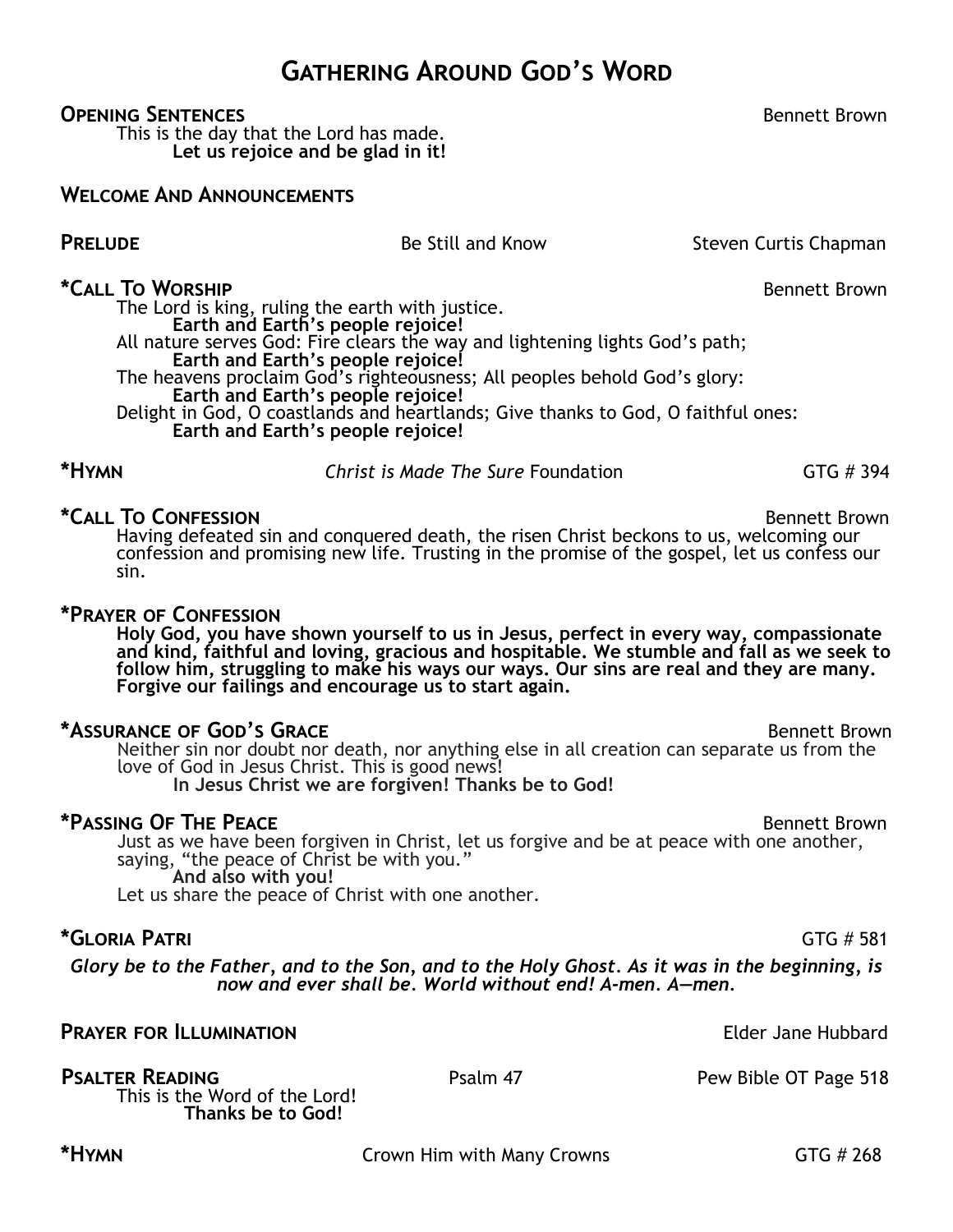# GATHERING AROUND GOD'S WORD

**OPENING SENTENCES** Bennett Brown

This is the day that the Lord has made.
**Let us rejoice and be glad in it!**

**WELCOME AND ANNOUNCEMENTS**

**PRELUDE** Be Still and Know Steven Curtis Chapman

**\*CALL TO WORSHIP** Bennett Brown

The Lord is king, ruling the earth with justice.
**Earth and Earth's people rejoice!**
All nature serves God: Fire clears the way and lightening lights God's path;
**Earth and Earth's people rejoice!**
The heavens proclaim God's righteousness; All peoples behold God's glory:
**Earth and Earth's people rejoice!**
Delight in God, O coastlands and heartlands; Give thanks to God, O faithful ones:
**Earth and Earth's people rejoice!**

**\*HYMN** *Christ is Made The Sure* Foundation GTG # 394

**\*CALL TO CONFESSION** Bennett Brown

Having defeated sin and conquered death, the risen Christ beckons to us, welcoming our confession and promising new life. Trusting in the promise of the gospel, let us confess our sin.

**\*PRAYER OF CONFESSION**

**Holy God, you have shown yourself to us in Jesus, perfect in every way, compassionate and kind, faithful and loving, gracious and hospitable. We stumble and fall as we seek to follow him, struggling to make his ways our ways. Our sins are real and they are many. Forgive our failings and encourage us to start again.**

**\*ASSURANCE OF GOD'S GRACE** Bennett Brown

Neither sin nor doubt nor death, nor anything else in all creation can separate us from the love of God in Jesus Christ. This is good news!
**In Jesus Christ we are forgiven! Thanks be to God!**

**\*PASSING OF THE PEACE** Bennett Brown

Just as we have been forgiven in Christ, let us forgive and be at peace with one another, saying, "the peace of Christ be with you."
**And also with you!**
Let us share the peace of Christ with one another.

**\*GLORIA PATRI** GTG # 581

***Glory be to the Father, and to the Son, and to the Holy Ghost. As it was in the beginning, is now and ever shall be. World without end! A-men. A—men.***

**PRAYER FOR ILLUMINATION** Elder Jane Hubbard

**PSALTER READING** Psalm 47 Pew Bible OT Page 518

This is the Word of the Lord!
**Thanks be to God!**

**\*HYMN** Crown Him with Many Crowns GTG # 268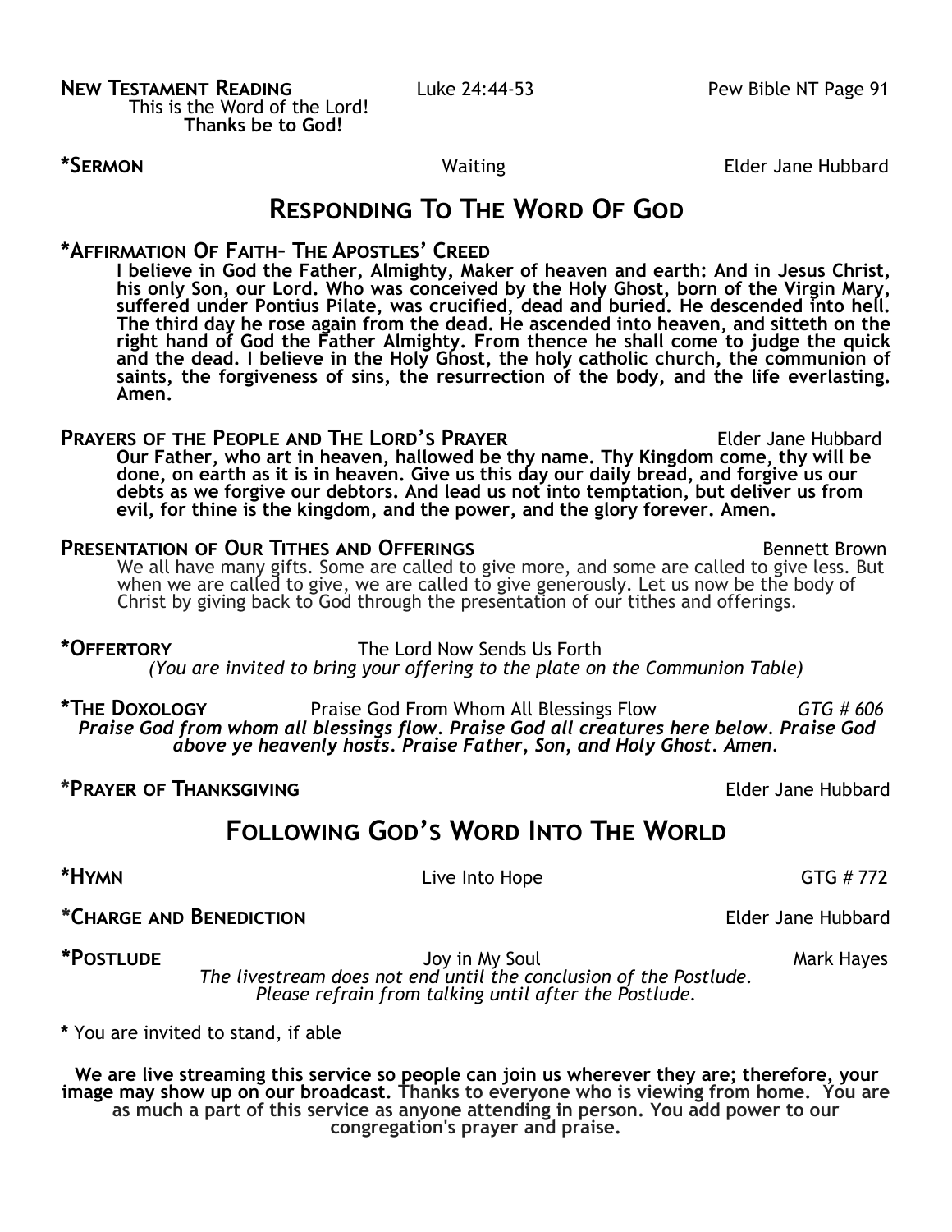**New Testament Reading** Luke 24:44-53 Pew Bible NT Page 91

This is the Word of the Lord!
**Thanks be to God!**

***Sermon** Waiting Elder Jane Hubbard

## Responding To The Word Of God

***Affirmation Of Faith– The Apostles' Creed**

**I believe in God the Father, Almighty, Maker of heaven and earth: And in Jesus Christ, his only Son, our Lord. Who was conceived by the Holy Ghost, born of the Virgin Mary, suffered under Pontius Pilate, was crucified, dead and buried. He descended into hell. The third day he rose again from the dead. He ascended into heaven, and sitteth on the right hand of God the Father Almighty. From thence he shall come to judge the quick and the dead. I believe in the Holy Ghost, the holy catholic church, the communion of saints, the forgiveness of sins, the resurrection of the body, and the life everlasting. Amen.**

**Prayers of the People and The Lord's Prayer** Elder Jane Hubbard

**Our Father, who art in heaven, hallowed be thy name. Thy Kingdom come, thy will be done, on earth as it is in heaven. Give us this day our daily bread, and forgive us our debts as we forgive our debtors. And lead us not into temptation, but deliver us from evil, for thine is the kingdom, and the power, and the glory forever. Amen.**

**Presentation of Our Tithes and Offerings** Bennett Brown

We all have many gifts. Some are called to give more, and some are called to give less. But when we are called to give, we are called to give generously. Let us now be the body of Christ by giving back to God through the presentation of our tithes and offerings.

***Offertory** The Lord Now Sends Us Forth

*(You are invited to bring your offering to the plate on the Communion Table)*

***The Doxology** Praise God From Whom All Blessings Flow *GTG # 606*

***Praise God from whom all blessings flow. Praise God all creatures here below. Praise God above ye heavenly hosts. Praise Father, Son, and Holy Ghost. Amen.***

***Prayer of Thanksgiving** Elder Jane Hubbard

## Following God's Word Into The World

***Hymn** Live Into Hope GTG # 772

***Charge and Benediction** Elder Jane Hubbard

***Postlude** Joy in My Soul Mark Hayes

*The livestream does not end until the conclusion of the Postlude.*
*Please refrain from talking until after the Postlude.*

**\*** You are invited to stand, if able

**We are live streaming this service so people can join us wherever they are; therefore, your image may show up on our broadcast. Thanks to everyone who is viewing from home. You are as much a part of this service as anyone attending in person. You add power to our congregation's prayer and praise.**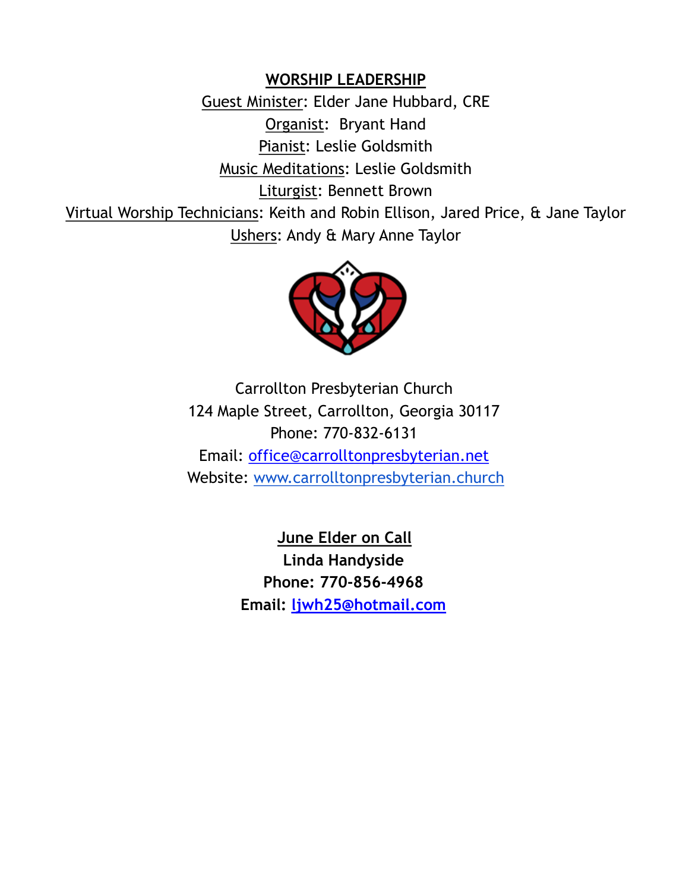## WORSHIP LEADERSHIP

Guest Minister: Elder Jane Hubbard, CRE
Organist: Bryant Hand
Pianist: Leslie Goldsmith
Music Meditations: Leslie Goldsmith
Liturgist: Bennett Brown
Virtual Worship Technicians: Keith and Robin Ellison, Jared Price, & Jane Taylor
Ushers: Andy & Mary Anne Taylor

Carrollton Presbyterian Church
124 Maple Street, Carrollton, Georgia 30117
Phone: 770-832-6131
Email: office@carrolltonpresbyterian.net
Website: www.carrolltonpresbyterian.church

**June Elder on Call**
**Linda Handyside**
**Phone: 770-856-4968**
**Email: ljwh25@hotmail.com**